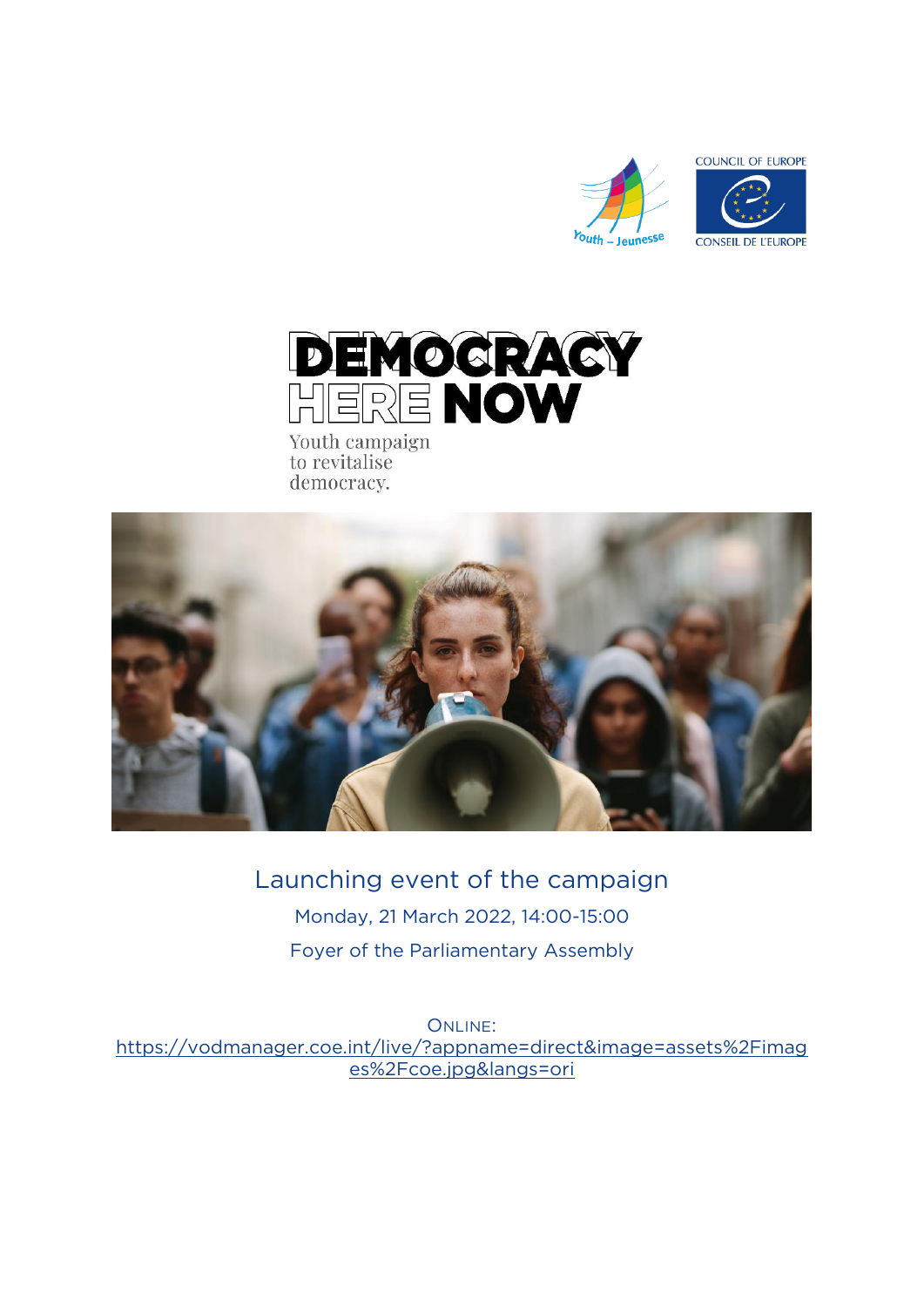COUNCIL OF EUROPE

CONSEIL DE L'EUROPE

Youth – Jeunesse

# DEMOCRACY HERE NOW

Youth campaign to revitalise democracy.

## Launching event of the campaign

Monday, 21 March 2022, 14:00-15:00

Foyer of the Parliamentary Assembly

ONLINE:
https://vodmanager.coe.int/live/?appname=direct&image=assets%2Fimages%2Fcoe.jpg&langs=ori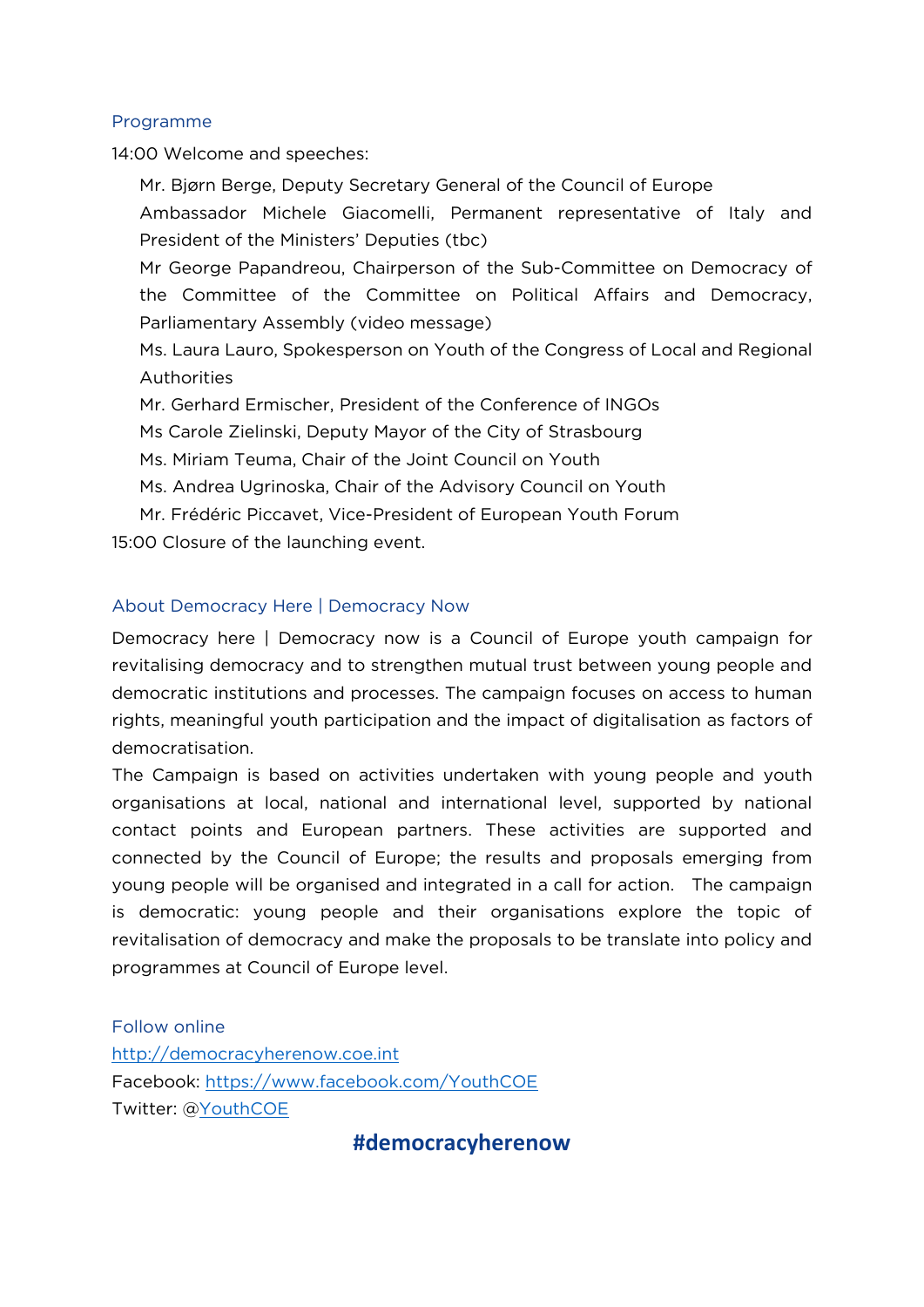## Programme

14:00 Welcome and speeches:

- Mr. Bjørn Berge, Deputy Secretary General of the Council of Europe
- Ambassador Michele Giacomelli, Permanent representative of Italy and President of the Ministers' Deputies (tbc)
- Mr George Papandreou, Chairperson of the Sub-Committee on Democracy of the Committee of the Committee on Political Affairs and Democracy, Parliamentary Assembly (video message)
- Ms. Laura Lauro, Spokesperson on Youth of the Congress of Local and Regional Authorities
- Mr. Gerhard Ermischer, President of the Conference of INGOs
- Ms Carole Zielinski, Deputy Mayor of the City of Strasbourg
- Ms. Miriam Teuma, Chair of the Joint Council on Youth
- Ms. Andrea Ugrinoska, Chair of the Advisory Council on Youth
- Mr. Frédéric Piccavet, Vice-President of European Youth Forum

15:00 Closure of the launching event.

## About Democracy Here | Democracy Now

Democracy here | Democracy now is a Council of Europe youth campaign for revitalising democracy and to strengthen mutual trust between young people and democratic institutions and processes. The campaign focuses on access to human rights, meaningful youth participation and the impact of digitalisation as factors of democratisation.

The Campaign is based on activities undertaken with young people and youth organisations at local, national and international level, supported by national contact points and European partners. These activities are supported and connected by the Council of Europe; the results and proposals emerging from young people will be organised and integrated in a call for action. The campaign is democratic: young people and their organisations explore the topic of revitalisation of democracy and make the proposals to be translate into policy and programmes at Council of Europe level.

## Follow online

http://democracyherenow.coe.int

Facebook: https://www.facebook.com/YouthCOE

Twitter: @YouthCOE

**#democracyherenow**